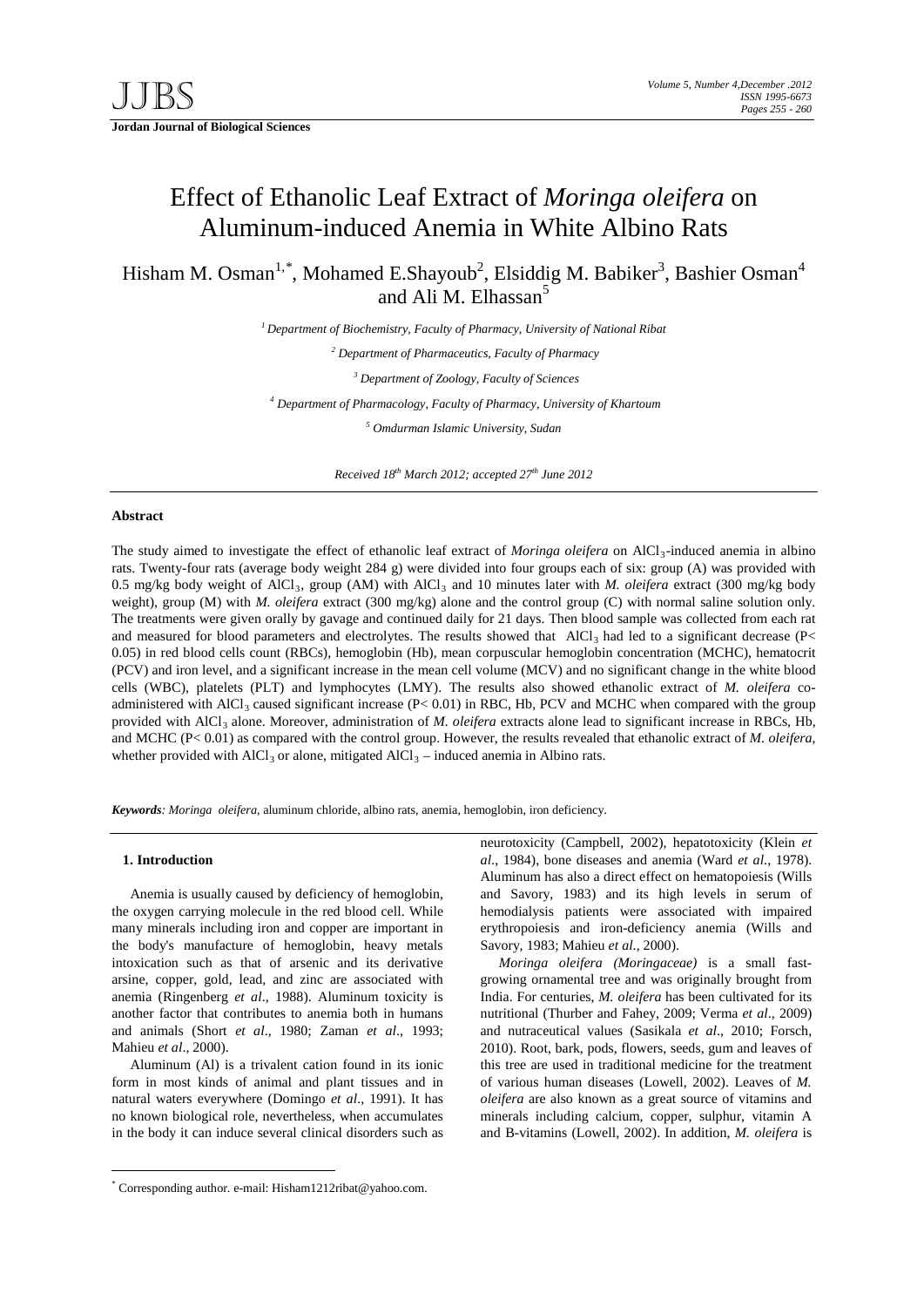# Effect of Ethanolic Leaf Extract of *Moringa oleifera* on Aluminum-induced Anemia in White Albino Rats

Hisham M. Osman[1,*], Mohamed E.Shayoub[2], Elsiddig M. Babiker[3], Bashier Osman[4] and Ali M. Elhassan[5]

[1] *Department of Biochemistry, Faculty of Pharmacy, University of National Ribat*

[2] *Department of Pharmaceutics, Faculty of Pharmacy*

[3] *Department of Zoology, Faculty of Sciences*

[4] *Department of Pharmacology, Faculty of Pharmacy, University of Khartoum*

[5] *Omdurman Islamic University, Sudan*

*Received 18th March 2012; accepted 27th June 2012*

## Abstract

The study aimed to investigate the effect of ethanolic leaf extract of *Moringa oleifera* on $AlCl_3$-induced anemia in albino rats. Twenty-four rats (average body weight 284 g) were divided into four groups each of six: group (A) was provided with 0.5 mg/kg body weight of $AlCl_3$, group (AM) with $AlCl_3$ and 10 minutes later with *M. oleifera* extract (300 mg/kg body weight), group (M) with *M. oleifera* extract (300 mg/kg) alone and the control group (C) with normal saline solution only. The treatments were given orally by gavage and continued daily for 21 days. Then blood sample was collected from each rat and measured for blood parameters and electrolytes. The results showed that $AlCl_3$ had led to a significant decrease ($P< 0.05$) in red blood cells count (RBCs), hemoglobin (Hb), mean corpuscular hemoglobin concentration (MCHC), hematocrit (PCV) and iron level, and a significant increase in the mean cell volume (MCV) and no significant change in the white blood cells (WBC), platelets (PLT) and lymphocytes (LMY). The results also showed ethanolic extract of *M. oleifera* co-administered with $AlCl_3$ caused significant increase ($P< 0.01$) in RBC, Hb, PCV and MCHC when compared with the group provided with $AlCl_3$ alone. Moreover, administration of *M. oleifera* extracts alone lead to significant increase in RBCs, Hb, and MCHC ($P< 0.01$) as compared with the control group. However, the results revealed that ethanolic extract of *M. oleifera*, whether provided with $AlCl_3$ or alone, mitigated $AlCl_3$ – induced anemia in Albino rats.

***Keywords****: Moringa oleifera*, aluminum chloride, albino rats, anemia, hemoglobin, iron deficiency.

## 1. Introduction

Anemia is usually caused by deficiency of hemoglobin, the oxygen carrying molecule in the red blood cell. While many minerals including iron and copper are important in the body's manufacture of hemoglobin, heavy metals intoxication such as that of arsenic and its derivative arsine, copper, gold, lead, and zinc are associated with anemia (Ringenberg *et al*., 1988). Aluminum toxicity is another factor that contributes to anemia both in humans and animals (Short *et al*., 1980; Zaman *et al*., 1993; Mahieu *et al*., 2000).

Aluminum (Al) is a trivalent cation found in its ionic form in most kinds of animal and plant tissues and in natural waters everywhere (Domingo *et al*., 1991). It has no known biological role, nevertheless, when accumulates in the body it can induce several clinical disorders such as neurotoxicity (Campbell, 2002), hepatotoxicity (Klein *et al*., 1984), bone diseases and anemia (Ward *et al*., 1978). Aluminum has also a direct effect on hematopoiesis (Wills and Savory, 1983) and its high levels in serum of hemodialysis patients were associated with impaired erythropoiesis and iron-deficiency anemia (Wills and Savory, 1983; Mahieu *et al*., 2000).

*Moringa oleifera (Moringaceae)* is a small fast-growing ornamental tree and was originally brought from India. For centuries, *M. oleifera* has been cultivated for its nutritional (Thurber and Fahey, 2009; Verma *et al*., 2009) and nutraceutical values (Sasikala *et al*., 2010; Forsch, 2010). Root, bark, pods, flowers, seeds, gum and leaves of this tree are used in traditional medicine for the treatment of various human diseases (Lowell, 2002). Leaves of *M. oleifera* are also known as a great source of vitamins and minerals including calcium, copper, sulphur, vitamin A and B-vitamins (Lowell, 2002). In addition, *M. oleifera* is

* Corresponding author. e-mail: Hisham1212ribat@yahoo.com.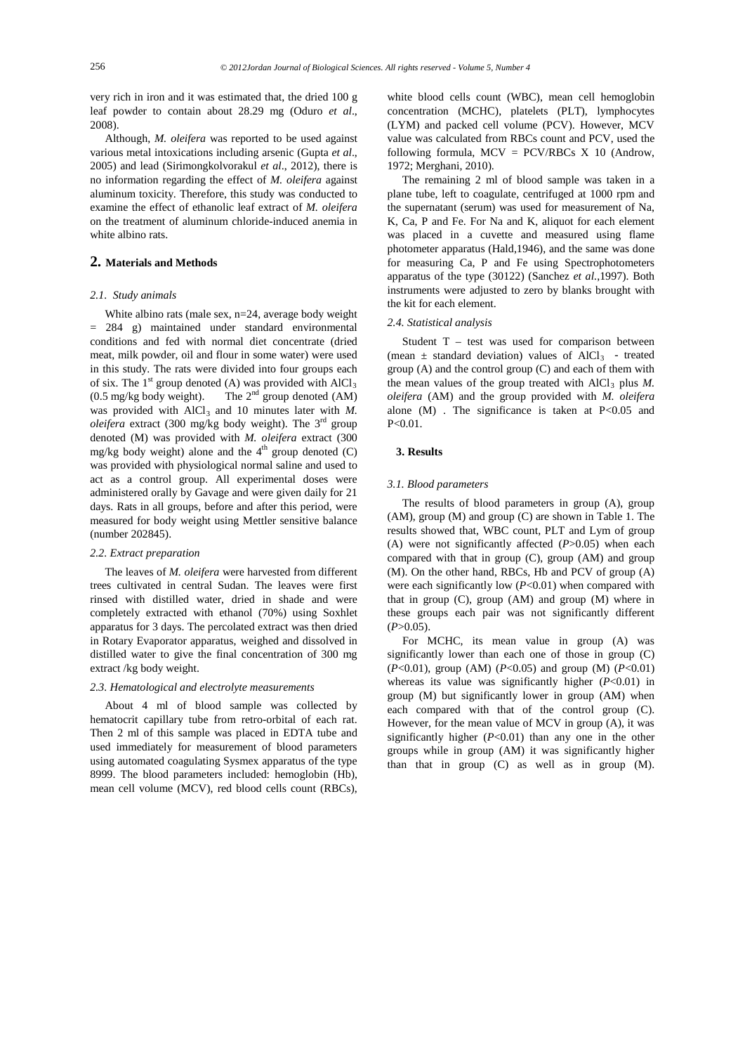very rich in iron and it was estimated that, the dried 100 g leaf powder to contain about 28.29 mg (Oduro *et al*., 2008).

Although, *M. oleifera* was reported to be used against various metal intoxications including arsenic (Gupta *et al*., 2005) and lead (Sirimongkolvorakul *et al*., 2012), there is no information regarding the effect of *M. oleifera* against aluminum toxicity. Therefore, this study was conducted to examine the effect of ethanolic leaf extract of *M. oleifera* on the treatment of aluminum chloride-induced anemia in white albino rats.

## 2. Materials and Methods

### *2.1. Study animals*

White albino rats (male sex, n=24, average body weight = 284 g) maintained under standard environmental conditions and fed with normal diet concentrate (dried meat, milk powder, oil and flour in some water) were used in this study. The rats were divided into four groups each of six. The 1st group denoted (A) was provided with $AlCl_3$ (0.5 mg/kg body weight). The 2nd group denoted (AM) was provided with $AlCl_3$ and 10 minutes later with *M. oleifera* extract (300 mg/kg body weight). The 3rd group denoted (M) was provided with *M. oleifera* extract (300 mg/kg body weight) alone and the 4th group denoted (C) was provided with physiological normal saline and used to act as a control group. All experimental doses were administered orally by Gavage and were given daily for 21 days. Rats in all groups, before and after this period, were measured for body weight using Mettler sensitive balance (number 202845).

### *2.2. Extract preparation*

The leaves of *M. oleifera* were harvested from different trees cultivated in central Sudan. The leaves were first rinsed with distilled water, dried in shade and were completely extracted with ethanol (70%) using Soxhlet apparatus for 3 days. The percolated extract was then dried in Rotary Evaporator apparatus, weighed and dissolved in distilled water to give the final concentration of 300 mg extract /kg body weight.

### *2.3. Hematological and electrolyte measurements*

About 4 ml of blood sample was collected by hematocrit capillary tube from retro-orbital of each rat. Then 2 ml of this sample was placed in EDTA tube and used immediately for measurement of blood parameters using automated coagulating Sysmex apparatus of the type 8999. The blood parameters included: hemoglobin (Hb), mean cell volume (MCV), red blood cells count (RBCs), white blood cells count (WBC), mean cell hemoglobin concentration (MCHC), platelets (PLT), lymphocytes (LYM) and packed cell volume (PCV). However, MCV value was calculated from RBCs count and PCV, used the following formula, MCV = PCV/RBCs X 10 (Androw, 1972; Merghani, 2010).

The remaining 2 ml of blood sample was taken in a plane tube, left to coagulate, centrifuged at 1000 rpm and the supernatant (serum) was used for measurement of Na, K, Ca, P and Fe. For Na and K, aliquot for each element was placed in a cuvette and measured using flame photometer apparatus (Hald,1946), and the same was done for measuring Ca, P and Fe using Spectrophotometers apparatus of the type (30122) (Sanchez *et al.*,1997). Both instruments were adjusted to zero by blanks brought with the kit for each element.

### *2.4. Statistical analysis*

Student T – test was used for comparison between (mean ± standard deviation) values of $AlCl_3$ - treated group (A) and the control group (C) and each of them with the mean values of the group treated with $AlCl_3$ plus *M. oleifera* (AM) and the group provided with *M. oleifera* alone (M) . The significance is taken at $P<0.05$ and $P<0.01$.

## 3. Results

### *3.1. Blood parameters*

The results of blood parameters in group (A), group (AM), group (M) and group (C) are shown in Table 1. The results showed that, WBC count, PLT and Lym of group (A) were not significantly affected ($P>0.05$) when each compared with that in group (C), group (AM) and group (M). On the other hand, RBCs, Hb and PCV of group (A) were each significantly low ($P<0.01$) when compared with that in group (C), group (AM) and group (M) where in these groups each pair was not significantly different ($P>0.05$).

For MCHC, its mean value in group (A) was significantly lower than each one of those in group (C) ($P<0.01$), group (AM) ($P<0.05$) and group (M) ($P<0.01$) whereas its value was significantly higher ($P<0.01$) in group (M) but significantly lower in group (AM) when each compared with that of the control group (C). However, for the mean value of MCV in group (A), it was significantly higher ($P<0.01$) than any one in the other groups while in group (AM) it was significantly higher than that in group (C) as well as in group (M).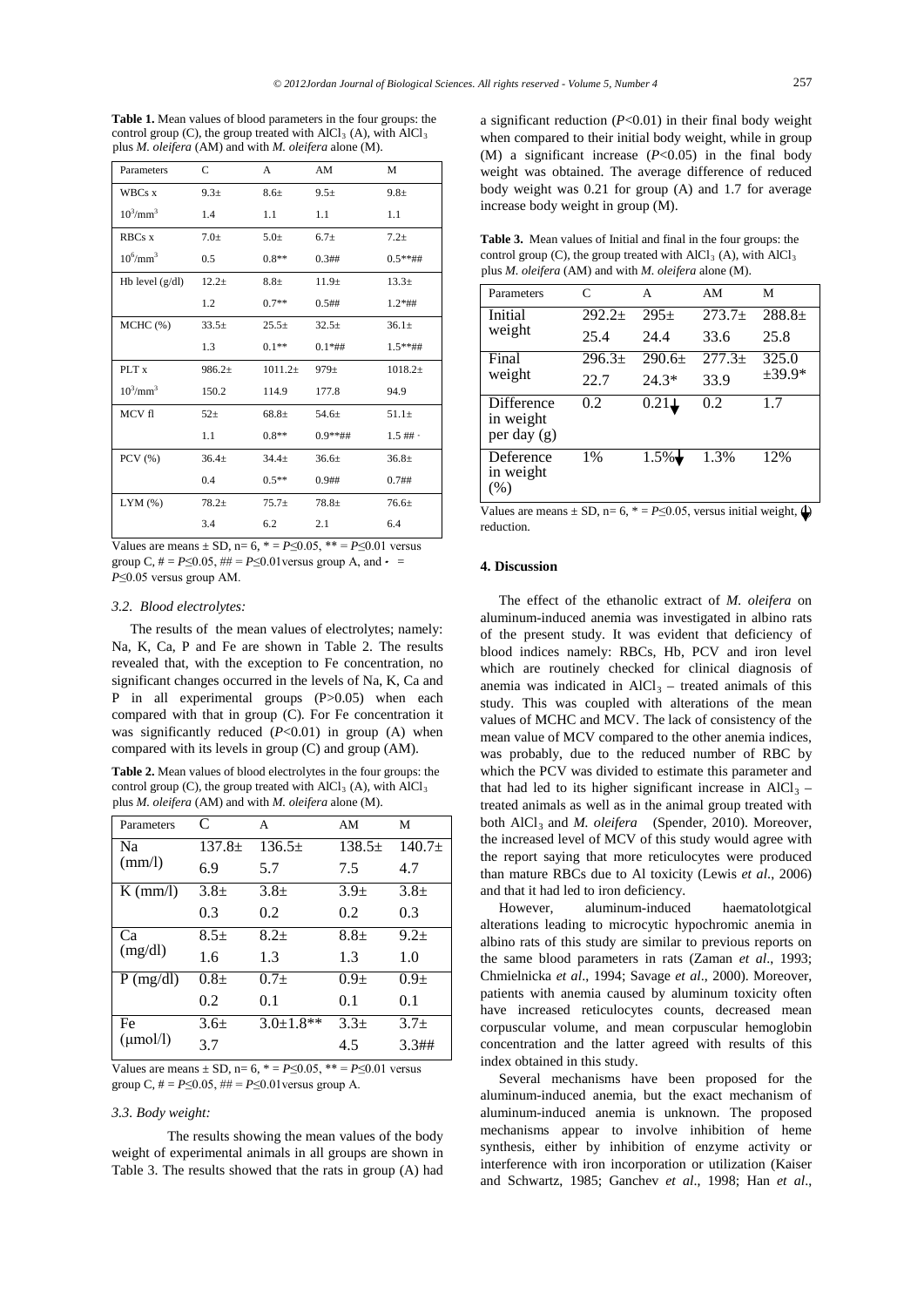**Table 1.** Mean values of blood parameters in the four groups: the control group (C), the group treated with $AlCl_3$ (A), with $AlCl_3$ plus *M. oleifera* (AM) and with *M. oleifera* alone (M).

| Parameters | C | A | AM | M |
|---|---|---|---|---|
| WBCs x $10^3/mm^3$ | 9.3± 1.4 | 8.6± 1.1 | 9.5± 1.1 | 9.8± 1.1 |
| RBCs x $10^6/mm^3$ | 7.0± 0.5 | 5.0± 0.8** | 6.7± 0.3## | 7.2± 0.5**## |
| Hb level (g/dl) | 12.2± 1.2 | 8.8± 0.7** | 11.9± 0.5## | 13.3± 1.2*## |
| MCHC (%) | 33.5± 1.3 | 25.5± 0.1** | 32.5± 0.1*## | 36.1± 1.5**## |
| PLT x $10^3/mm^3$ | 986.2± 150.2 | 1011.2± 114.9 | 979± 177.8 | 1018.2± 94.9 |
| MCV fl | 52± 1.1 | 68.8± 0.8** | 54.6± 0.9**## | 51.1± 1.5 ## ˖ |
| PCV (%) | 36.4± 0.4 | 34.4± 0.5** | 36.6± 0.9## | 36.8± 0.7## |
| LYM (%) | 78.2± 3.4 | 75.7± 6.2 | 78.8± 2.1 | 76.6± 6.4 |

Values are means ± SD, n= 6, * = $P≤0.05$, ** = $P≤0.01$ versus group C, # = $P≤0.05$, ## = $P≤0.01$ versus group A, and ˖ = $P≤0.05$ versus group AM.

### 3.2. Blood electrolytes:

The results of the mean values of electrolytes; namely: Na, K, Ca, P and Fe are shown in Table 2. The results revealed that, with the exception to Fe concentration, no significant changes occurred in the levels of Na, K, Ca and P in all experimental groups (P>0.05) when each compared with that in group (C). For Fe concentration it was significantly reduced ($P<0.01$) in group (A) when compared with its levels in group (C) and group (AM).

**Table 2.** Mean values of blood electrolytes in the four groups: the control group (C), the group treated with $AlCl_3$ (A), with $AlCl_3$ plus *M. oleifera* (AM) and with *M. oleifera* alone (M).

| Parameters | C | A | AM | M |
|---|---|---|---|---|
| Na (mm/l) | 137.8± 6.9 | 136.5± 5.7 | 138.5± 7.5 | 140.7± 4.7 |
| K (mm/l) | 3.8± 0.3 | 3.8± 0.2 | 3.9± 0.2 | 3.8± 0.3 |
| Ca (mg/dl) | 8.5± 1.6 | 8.2± 1.3 | 8.8± 1.3 | 9.2± 1.0 |
| P (mg/dl) | 0.8± 0.2 | 0.7± 0.1 | 0.9± 0.1 | 0.9± 0.1 |
| Fe (μmol/l) | 3.6± 3.7 | 3.0±1.8** | 3.3± 4.5 | 3.7± 3.3## |

Values are means ± SD, n= 6, * = $P≤0.05$, ** = $P≤0.01$ versus group C, # = $P≤0.05$, ## = $P≤0.01$ versus group A.

### 3.3. Body weight:

The results showing the mean values of the body weight of experimental animals in all groups are shown in Table 3. The results showed that the rats in group (A) had a significant reduction ($P<0.01$) in their final body weight when compared to their initial body weight, while in group (M) a significant increase ($P<0.05$) in the final body weight was obtained. The average difference of reduced body weight was 0.21 for group (A) and 1.7 for average increase body weight in group (M).

**Table 3.** Mean values of Initial and final in the four groups: the control group (C), the group treated with $AlCl_3$ (A), with $AlCl_3$ plus *M. oleifera* (AM) and with *M. oleifera* alone (M).

| Parameters | C | A | AM | M |
|---|---|---|---|---|
| Initial weight | 292.2± 25.4 | 295± 24.4 | 273.7± 33.6 | 288.8± 25.8 |
| Final weight | 296.3± 22.7 | 290.6± 24.3* | 277.3± 33.9 | 325.0 ±39.9* |
| Difference in weight per day (g) | 0.2 | 0.21↓ | 0.2 | 1.7 |
| Deference in weight (%) | 1% | 1.5%↓ | 1.3% | 12% |

Values are means ± SD, n= 6, * = $P≤0.05$, versus initial weight, ↓ reduction.

## 4. Discussion

The effect of the ethanolic extract of *M. oleifera* on aluminum-induced anemia was investigated in albino rats of the present study. It was evident that deficiency of blood indices namely: RBCs, Hb, PCV and iron level which are routinely checked for clinical diagnosis of anemia was indicated in $AlCl_3$ – treated animals of this study. This was coupled with alterations of the mean values of MCHC and MCV. The lack of consistency of the mean value of MCV compared to the other anemia indices, was probably, due to the reduced number of RBC by which the PCV was divided to estimate this parameter and that had led to its higher significant increase in $AlCl_3$ – treated animals as well as in the animal group treated with both $AlCl_3$ and *M. oleifera* (Spender, 2010). Moreover, the increased level of MCV of this study would agree with the report saying that more reticulocytes were produced than mature RBCs due to Al toxicity (Lewis *et al.*, 2006) and that it had led to iron deficiency.

However, aluminum-induced haematolotgical alterations leading to microcytic hypochromic anemia in albino rats of this study are similar to previous reports on the same blood parameters in rats (Zaman *et al*., 1993; Chmielnicka *et al*., 1994; Savage *et al*., 2000). Moreover, patients with anemia caused by aluminum toxicity often have increased reticulocytes counts, decreased mean corpuscular volume, and mean corpuscular hemoglobin concentration and the latter agreed with results of this index obtained in this study.

Several mechanisms have been proposed for the aluminum-induced anemia, but the exact mechanism of aluminum-induced anemia is unknown. The proposed mechanisms appear to involve inhibition of heme synthesis, either by inhibition of enzyme activity or interference with iron incorporation or utilization (Kaiser and Schwartz, 1985; Ganchev *et al*., 1998; Han *et al*.,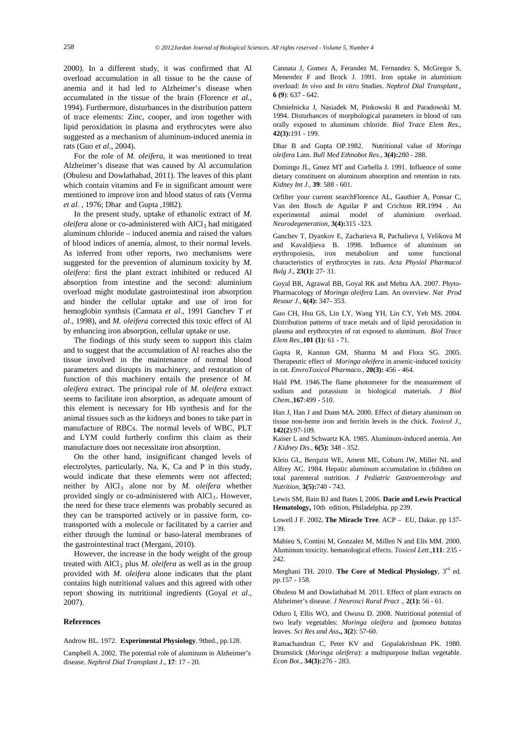2000). In a different study, it was confirmed that Al overload accumulation in all tissue to be the cause of anemia and it had led to Alzheimer's disease when accumulated in the tissue of the brain (Florence *et al.*, 1994). Furthermore, disturbances in the distribution pattern of trace elements: Zinc, cooper, and iron together with lipid peroxidation in plasma and erythrocytes were also suggested as a mechanism of aluminum-induced anemia in rats (Guo *et al*., 2004).

For the role of *M. oleifera*, it was mentioned to treat Alzheimer's disease that was caused by Al accumulation (Obulesu and Dowlathabad, 2011). The leaves of this plant which contain vitamins and Fe in significant amount were mentioned to improve iron and blood status of rats (Verma *et al.* , 1976; Dhar and Gupta ,1982).

In the present study, uptake of ethanolic extract of *M. oleifera* alone or co-administered with $AlCl_3$ had mitigated aluminum chloride – induced anemia and raised the values of blood indices of anemia, almost, to their normal levels. As inferred from other reports, two mechanisms were suggested for the prevention of aluminum toxicity by *M. oleifera*: first the plant extract inhibited or reduced Al absorption from intestine and the second: aluminium overload might modulate gastrointestinal iron absorption and hinder the cellular uptake and use of iron for hemoglobin synthsis (Cannata *et al*., 1991 Ganchev T *et al*., 1998), and *M. oleifera* corrected this toxic effect of Al by enhancing iron absorption, cellular uptake or use.

The findings of this study seem to support this claim and to suggest that the accumulation of Al reaches also the tissue involved in the maintenance of normal blood parameters and disrupts its machinery, and restoration of function of this machinery entails the presence of *M. oleifera* extract. The principal role of *M. oleifera* extract seems to facilitate iron absorption, as adequate amount of this element is necessary for Hb synthesis and for the animal tissues such as the kidneys and bones to take part in manufacture of RBCs. The normal levels of WBC, PLT and LYM could furtherly confirm this claim as their manufacture does not necessitate iron absorption.

On the other hand, insignificant changed levels of electrolytes, particularly, Na, K, Ca and P in this study, would indicate that these elements were not affected; neither by $AlCl_3$ alone nor by *M. oleifera* whether provided singly or co-administered with $AlCl_3$. However, the need for these trace elements was probably secured as they can be transported actively or in passive form, co-transported with a molecule or facilitated by a carrier and either through the luminal or baso-lateral membranes of the gastrointestinal tract (Mergani, 2010).

However, the increase in the body weight of the group treated with $AlCl_3$ plus *M. oleifera* as well as in the group provided with *M. oleifera* alone indicates that the plant contains high nutritional values and this agreed with other report showing its nutritional ingredients (Goyal *et al*., 2007).

## References

Androw BL. 1972. **Experimental Physiology**. 9thed., pp.128.

Campbell A. 2002. The potential role of aluminum in Alzheimer's disease. *Nephrol Dial Transplant J*., **17**: 17 - 20.

Cannata J, Gomez A, Ferandez M, Fernandez S, McGregor S, Menendez F and Brock J. 1991. Iron uptake in aluminium overload: *In vivo* and *In vitro* Studies. *Nephrol Dial Transplant*., **6 (9**): 637 - 642.

Chmielnicka J, Nasiadek M, Pinkowski R and Paradowski M. 1994. Disturbances of morphological parameters in blood of rats orally exposed to aluminum chloride. *Biol Trace Elem Res*., **42(3):**191 - 199.

Dhar B and Gupta OP.1982. Nutritional value of *Moringa oleifera* Lam. *Bull Med Ethnobot Res*., **3(4):**280 - 288.

Domingo JL, Gmez MT and Corbella J. 1991. Influence of some dietary constituent on aluminum absorption and retention in rats. *Kidney Int J*., **39**: 588 - 601.

Orfilter your current searchFlorence AL, Gauthier A, Ponsar C, Van den Bosch de Aguilar P and Crichton RR.1994 . An experimental animal model of aluminium overload. *Neurodegeneration,* **3(4):**315 -323.

Ganchev T, Dyankov E, Zacharieva R, Pachalieva I, Velikova M and Kavaldjieva B. 1998. Influence of aluminum on erythropoiesis, iron metabolism and some functional characteristics of erythrocytes in rats. *Acta Physiol Pharmacol Bulg J*., **23(1):** 27- 31.

Goyal BR, Agrawal BB, Goyal RK and Mehta AA. 2007. Phyto-Pharmacology of *Moringa oleifera* Lam. An overview. *Nat Prod Resour J*., **6(4):** 347- 353.

Guo CH, Hsu GS, Lin LY, Wang YH, Lin CY, Yeh MS. 2004. Distribution patterns of trace metals and of lipid peroxidation in plasma and erythrocytes of rat exposed to aluminum. *Biol Trace Elem Res.*,**101 (1):** 61 - 71.

Gupta R, Kannan GM, Sharma M and Flora SG. 2005. Therapeutic effect of *Moringa oleifera* in arsenic-induced toxicity in rat. *EnvroToxicol Pharmaco.,* **20(3):** 456 - 464.

Hald PM. 1946.The flame photometer for the measurement of sodium and potassium in biological materials. *J Biol Chem.*,**167**:499 - 510.

Han J, Han J and Dunn MA. 2000. Effect of dietary aluminum on tissue non-heme iron and ferritin levels in the chick. *Toxicol J.,* **142(2**):97-109.

Kaiser L and Schwartz KA. 1985. Aluminum-induced anemia. *Am J Kidney Dis*., **6(5):** 348 - 352.

Klein GL, Berquist WE, Ament ME, Coburn JW, Miller NL and Alfrey AC. 1984. Hepatic aluminum accumulation in children on total parenteral nutrition. *J Pediatric Gastroenterology and Nutrition,* **3(5):**740 - 743.

Lewis SM, Bain BJ and Bates I, 2006. **Dacie and Lewis Practical Hematology**, 10th edition, Philadelphia. pp 239.

Lowell J F. 2002**. The Miracle Tree**. ACP – EU, Dakar. pp 137-139.

Mahieu S, Contini M, Gonzalez M, Millen N and Elis MM. 2000. Aluminum toxicity. hematological effects. *Toxicol Lett.*,**111**: 235 - 242.

Merghani TH. 2010. **The Core of Medical Physiology**, 3rd ed. pp.157 - 158.

Obulesu M and Dowlathabad M. 2011. Effect of plant extracts on Alzheimer's disease. *J Neurosci Rural Pract* ., **2(1):** 56 - 61.

Oduro I, Ellis WO, and Owusu D. 2008. Nutritional potential of two leafy vegetables: *Moringa oleifera* and *Ipomoea batatas* leaves. *Sci Res and Ass***., 3(2**): 57-60.

Ramachandran C, Peter KV and Gopalakrishnan PK. 1980. Drumstick (*Moringa oleifera*): a multipurpose Indian vegetable. *Econ Bot.*, **34(3):**276 - 283.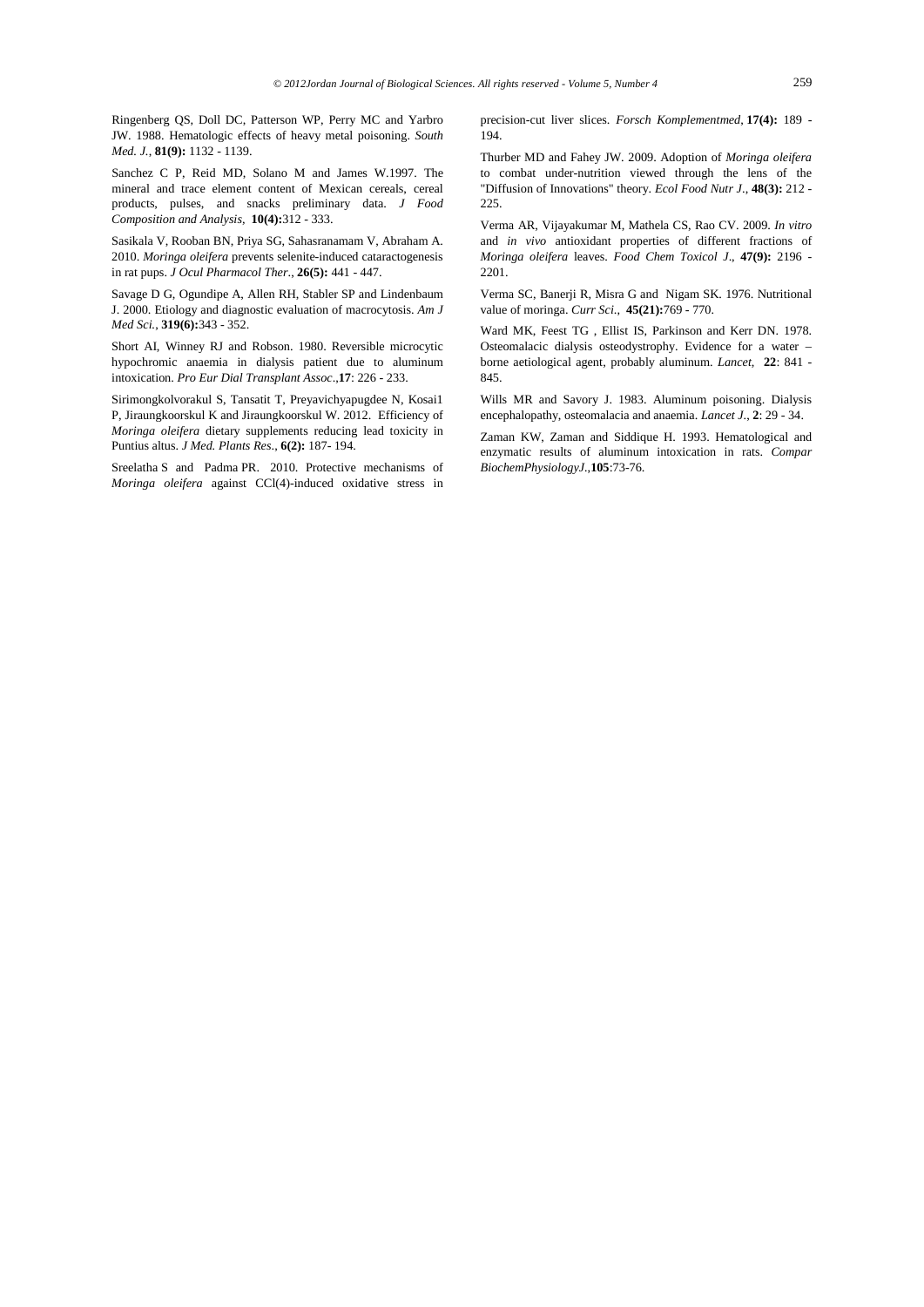Ringenberg QS, Doll DC, Patterson WP, Perry MC and Yarbro JW. 1988. Hematologic effects of heavy metal poisoning. *South Med. J.*, **81(9):** 1132 - 1139.

Sanchez C P, Reid MD, Solano M and James W.1997. The mineral and trace element content of Mexican cereals, cereal products, pulses, and snacks preliminary data. *J Food Composition and Analysis*, **10(4):**312 - 333.

Sasikala V, Rooban BN, Priya SG, Sahasranamam V, Abraham A. 2010. *Moringa oleifera* prevents selenite-induced cataractogenesis in rat pups. *J Ocul Pharmacol Ther.*, **26(5):** 441 - 447.

Savage D G, Ogundipe A, Allen RH, Stabler SP and Lindenbaum J. 2000. Etiology and diagnostic evaluation of macrocytosis. *Am J Med Sci.*, **319(6):**343 - 352.

Short AI, Winney RJ and Robson. 1980. Reversible microcytic hypochromic anaemia in dialysis patient due to aluminum intoxication. *Pro Eur Dial Transplant Assoc.*,**17**: 226 - 233.

Sirimongkolvorakul S, Tansatit T, Preyavichyapugdee N, Kosai1 P, Jiraungkoorskul K and Jiraungkoorskul W. 2012. Efficiency of *Moringa oleifera* dietary supplements reducing lead toxicity in Puntius altus. *J Med. Plants Res.*, **6(2):** 187- 194.

Sreelatha S and Padma PR. 2010. Protective mechanisms of *Moringa oleifera* against CCl(4)-induced oxidative stress in precision-cut liver slices. *Forsch Komplementmed*, **17(4):** 189 - 194.

Thurber MD and Fahey JW. 2009. Adoption of *Moringa oleifera* to combat under-nutrition viewed through the lens of the "Diffusion of Innovations" theory. *Ecol Food Nutr J*., **48(3):** 212 - 225.

Verma AR, Vijayakumar M, Mathela CS, Rao CV. 2009. *In vitro* and *in vivo* antioxidant properties of different fractions of *Moringa oleifera* leaves. *Food Chem Toxicol J*., **47(9):** 2196 - 2201.

Verma SC, Banerji R, Misra G and Nigam SK. 1976. Nutritional value of moringa. *Curr Sci.*, **45(21):**769 - 770.

Ward MK, Feest TG , Ellist IS, Parkinson and Kerr DN. 1978. Osteomalacic dialysis osteodystrophy. Evidence for a water – borne aetiological agent, probably aluminum. *Lancet*, **22**: 841 - 845.

Wills MR and Savory J. 1983. Aluminum poisoning. Dialysis encephalopathy, osteomalacia and anaemia. *Lancet J*., **2**: 29 - 34.

Zaman KW, Zaman and Siddique H. 1993. Hematological and enzymatic results of aluminum intoxication in rats. *Compar BiochemPhysiologyJ.*,**105**:73-76.